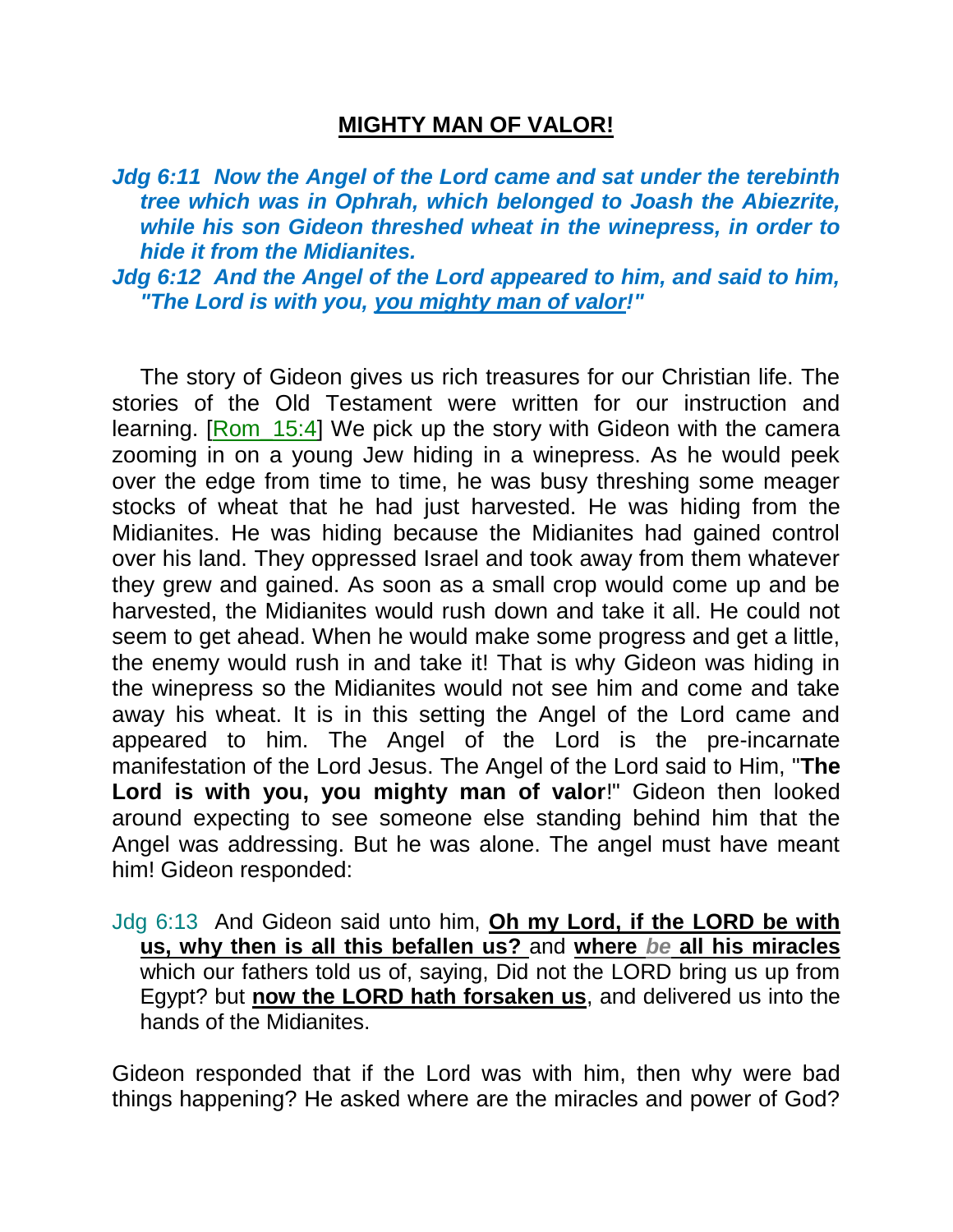# **MIGHTY MAN OF VALOR!**

***Jdg 6:11 Now the Angel of the Lord came and sat under the terebinth tree which was in Ophrah, which belonged to Joash the Abiezrite, while his son Gideon threshed wheat in the winepress, in order to hide it from the Midianites.***

***Jdg 6:12 And the Angel of the Lord appeared to him, and said to him, "The Lord is with you, you mighty man of valor!"***

The story of Gideon gives us rich treasures for our Christian life. The stories of the Old Testament were written for our instruction and learning. [Rom_15:4] We pick up the story with Gideon with the camera zooming in on a young Jew hiding in a winepress. As he would peek over the edge from time to time, he was busy threshing some meager stocks of wheat that he had just harvested. He was hiding from the Midianites. He was hiding because the Midianites had gained control over his land. They oppressed Israel and took away from them whatever they grew and gained. As soon as a small crop would come up and be harvested, the Midianites would rush down and take it all. He could not seem to get ahead. When he would make some progress and get a little, the enemy would rush in and take it! That is why Gideon was hiding in the winepress so the Midianites would not see him and come and take away his wheat. It is in this setting the Angel of the Lord came and appeared to him. The Angel of the Lord is the pre-incarnate manifestation of the Lord Jesus. The Angel of the Lord said to Him, "**The Lord is with you, you mighty man of valor**!" Gideon then looked around expecting to see someone else standing behind him that the Angel was addressing. But he was alone. The angel must have meant him! Gideon responded:

Jdg 6:13 And Gideon said unto him, **Oh my Lord, if the LORD be with us, why then is all this befallen us?** and **where *be* all his miracles** which our fathers told us of, saying, Did not the LORD bring us up from Egypt? but **now the LORD hath forsaken us**, and delivered us into the hands of the Midianites.

Gideon responded that if the Lord was with him, then why were bad things happening? He asked where are the miracles and power of God?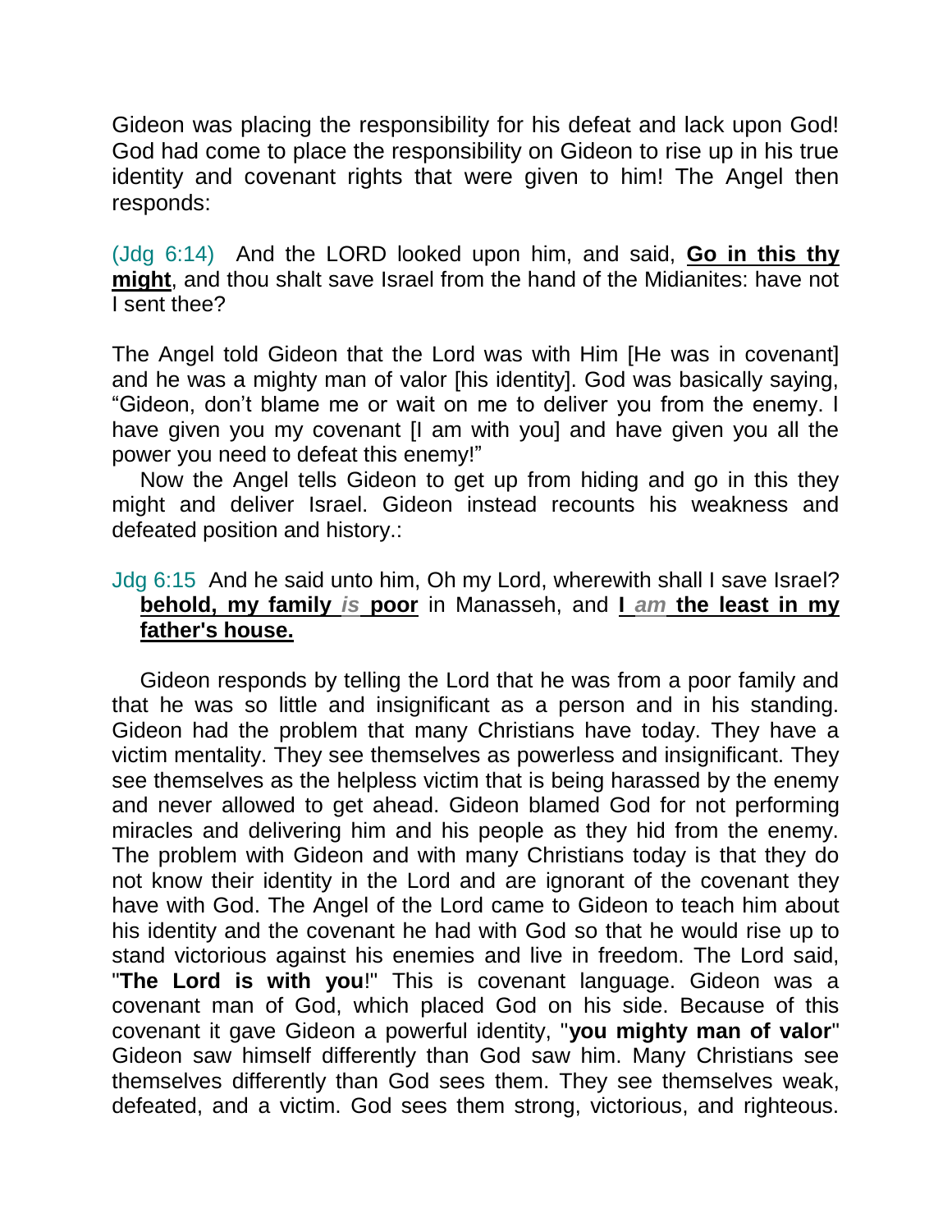Gideon was placing the responsibility for his defeat and lack upon God! God had come to place the responsibility on Gideon to rise up in his true identity and covenant rights that were given to him! The Angel then responds:

(Jdg 6:14) And the LORD looked upon him, and said, **Go in this thy might**, and thou shalt save Israel from the hand of the Midianites: have not I sent thee?

The Angel told Gideon that the Lord was with Him [He was in covenant] and he was a mighty man of valor [his identity]. God was basically saying, "Gideon, don't blame me or wait on me to deliver you from the enemy. I have given you my covenant [I am with you] and have given you all the power you need to defeat this enemy!"

Now the Angel tells Gideon to get up from hiding and go in this they might and deliver Israel. Gideon instead recounts his weakness and defeated position and history.:

Jdg 6:15 And he said unto him, Oh my Lord, wherewith shall I save Israel? **behold, my family *is* poor** in Manasseh, and **I *am* the least in my father's house.**

Gideon responds by telling the Lord that he was from a poor family and that he was so little and insignificant as a person and in his standing. Gideon had the problem that many Christians have today. They have a victim mentality. They see themselves as powerless and insignificant. They see themselves as the helpless victim that is being harassed by the enemy and never allowed to get ahead. Gideon blamed God for not performing miracles and delivering him and his people as they hid from the enemy. The problem with Gideon and with many Christians today is that they do not know their identity in the Lord and are ignorant of the covenant they have with God. The Angel of the Lord came to Gideon to teach him about his identity and the covenant he had with God so that he would rise up to stand victorious against his enemies and live in freedom. The Lord said, "**The Lord is with you**!" This is covenant language. Gideon was a covenant man of God, which placed God on his side. Because of this covenant it gave Gideon a powerful identity, "**you mighty man of valor**" Gideon saw himself differently than God saw him. Many Christians see themselves differently than God sees them. They see themselves weak, defeated, and a victim. God sees them strong, victorious, and righteous.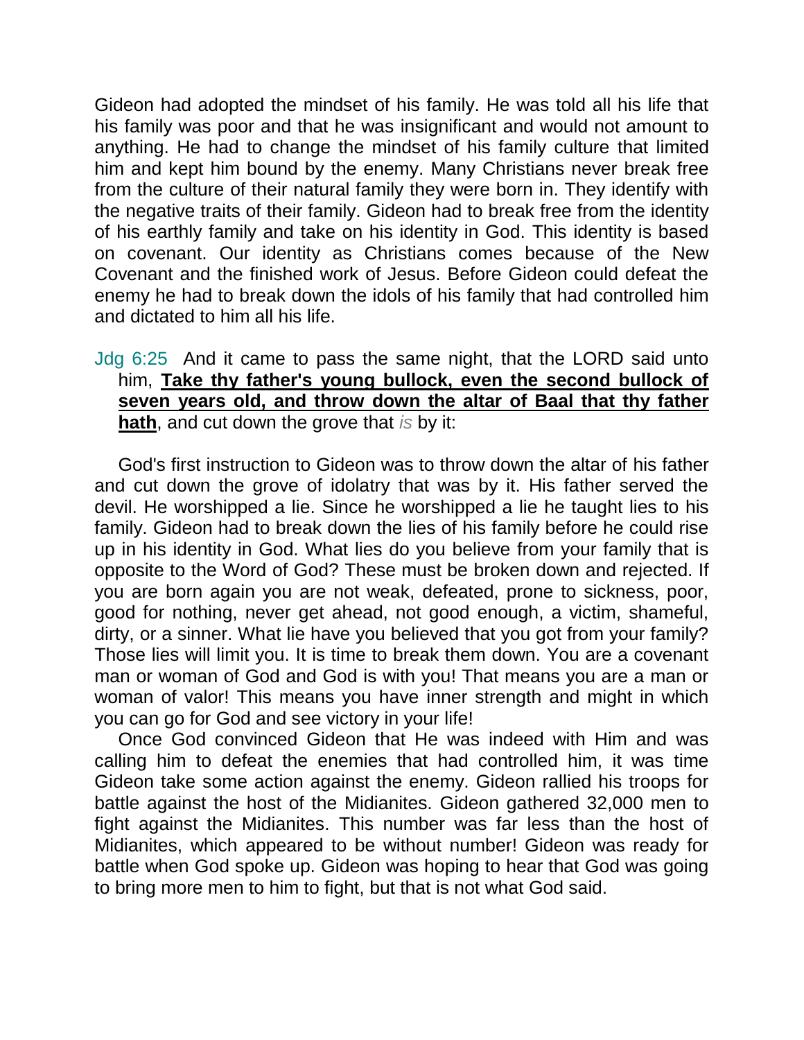Gideon had adopted the mindset of his family. He was told all his life that his family was poor and that he was insignificant and would not amount to anything. He had to change the mindset of his family culture that limited him and kept him bound by the enemy. Many Christians never break free from the culture of their natural family they were born in. They identify with the negative traits of their family. Gideon had to break free from the identity of his earthly family and take on his identity in God. This identity is based on covenant. Our identity as Christians comes because of the New Covenant and the finished work of Jesus. Before Gideon could defeat the enemy he had to break down the idols of his family that had controlled him and dictated to him all his life.

Jdg 6:25 And it came to pass the same night, that the LORD said unto him, **Take thy father's young bullock, even the second bullock of seven years old, and throw down the altar of Baal that thy father hath**, and cut down the grove that *is* by it:

God's first instruction to Gideon was to throw down the altar of his father and cut down the grove of idolatry that was by it. His father served the devil. He worshipped a lie. Since he worshipped a lie he taught lies to his family. Gideon had to break down the lies of his family before he could rise up in his identity in God. What lies do you believe from your family that is opposite to the Word of God? These must be broken down and rejected. If you are born again you are not weak, defeated, prone to sickness, poor, good for nothing, never get ahead, not good enough, a victim, shameful, dirty, or a sinner. What lie have you believed that you got from your family? Those lies will limit you. It is time to break them down. You are a covenant man or woman of God and God is with you! That means you are a man or woman of valor! This means you have inner strength and might in which you can go for God and see victory in your life!

Once God convinced Gideon that He was indeed with Him and was calling him to defeat the enemies that had controlled him, it was time Gideon take some action against the enemy. Gideon rallied his troops for battle against the host of the Midianites. Gideon gathered 32,000 men to fight against the Midianites. This number was far less than the host of Midianites, which appeared to be without number! Gideon was ready for battle when God spoke up. Gideon was hoping to hear that God was going to bring more men to him to fight, but that is not what God said.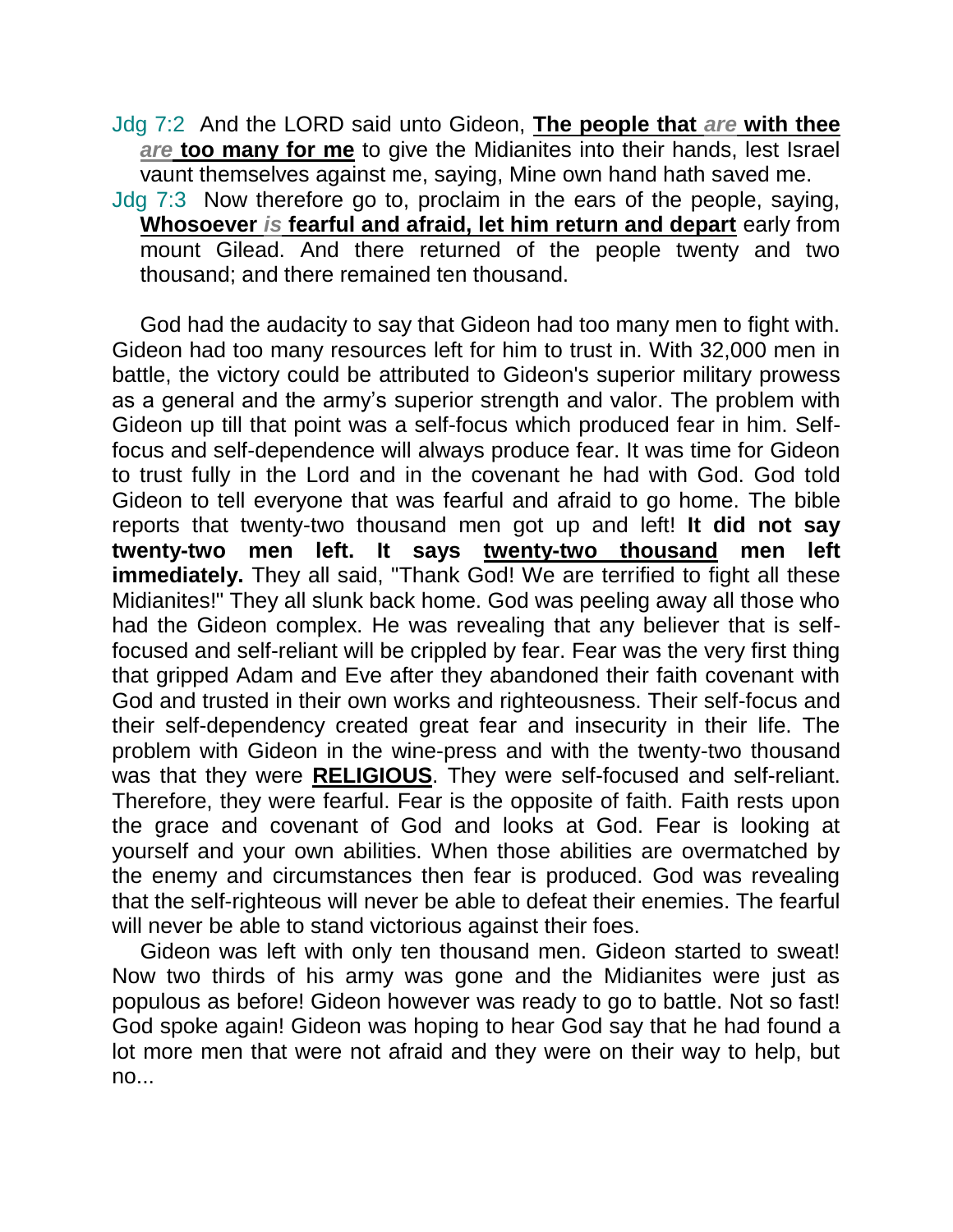Jdg 7:2 And the LORD said unto Gideon, **The people that *are* with thee *are* too many for me** to give the Midianites into their hands, lest Israel vaunt themselves against me, saying, Mine own hand hath saved me.

Jdg 7:3 Now therefore go to, proclaim in the ears of the people, saying, **Whosoever *is* fearful and afraid, let him return and depart** early from mount Gilead. And there returned of the people twenty and two thousand; and there remained ten thousand.

God had the audacity to say that Gideon had too many men to fight with. Gideon had too many resources left for him to trust in. With 32,000 men in battle, the victory could be attributed to Gideon's superior military prowess as a general and the army's superior strength and valor. The problem with Gideon up till that point was a self-focus which produced fear in him. Self-focus and self-dependence will always produce fear. It was time for Gideon to trust fully in the Lord and in the covenant he had with God. God told Gideon to tell everyone that was fearful and afraid to go home. The bible reports that twenty-two thousand men got up and left! **It did not say twenty-two men left. It says twenty-two thousand men left immediately.** They all said, "Thank God! We are terrified to fight all these Midianites!" They all slunk back home. God was peeling away all those who had the Gideon complex. He was revealing that any believer that is self-focused and self-reliant will be crippled by fear. Fear was the very first thing that gripped Adam and Eve after they abandoned their faith covenant with God and trusted in their own works and righteousness. Their self-focus and their self-dependency created great fear and insecurity in their life. The problem with Gideon in the wine-press and with the twenty-two thousand was that they were **RELIGIOUS**. They were self-focused and self-reliant. Therefore, they were fearful. Fear is the opposite of faith. Faith rests upon the grace and covenant of God and looks at God. Fear is looking at yourself and your own abilities. When those abilities are overmatched by the enemy and circumstances then fear is produced. God was revealing that the self-righteous will never be able to defeat their enemies. The fearful will never be able to stand victorious against their foes.

Gideon was left with only ten thousand men. Gideon started to sweat! Now two thirds of his army was gone and the Midianites were just as populous as before! Gideon however was ready to go to battle. Not so fast! God spoke again! Gideon was hoping to hear God say that he had found a lot more men that were not afraid and they were on their way to help, but no...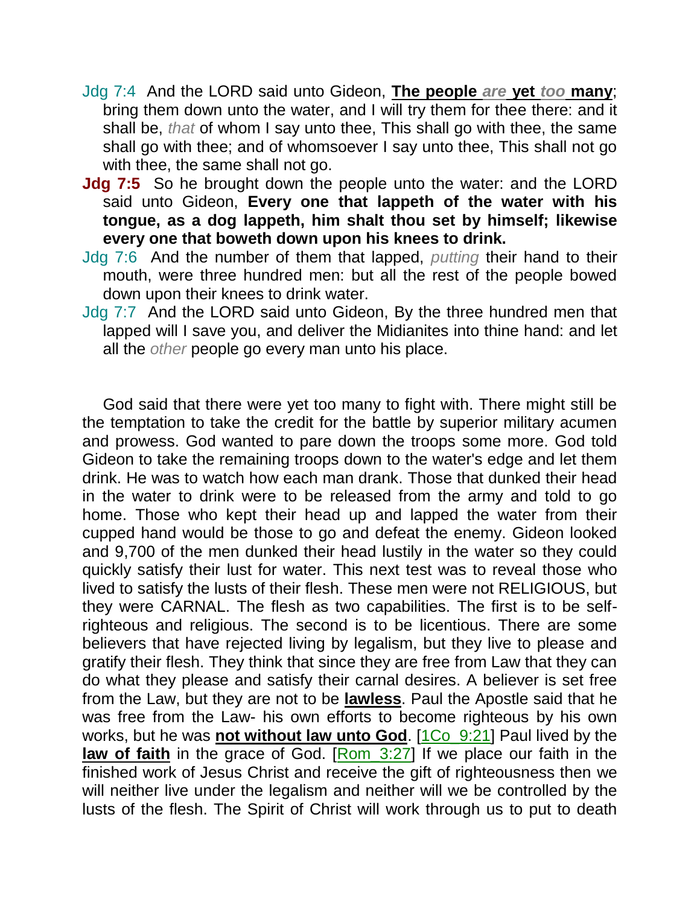Jdg 7:4 And the LORD said unto Gideon, **The people *are* yet *too* many**; bring them down unto the water, and I will try them for thee there: and it shall be, *that* of whom I say unto thee, This shall go with thee, the same shall go with thee; and of whomsoever I say unto thee, This shall not go with thee, the same shall not go.

**Jdg 7:5** So he brought down the people unto the water: and the LORD said unto Gideon, **Every one that lappeth of the water with his tongue, as a dog lappeth, him shalt thou set by himself; likewise every one that boweth down upon his knees to drink.**

Jdg 7:6 And the number of them that lapped, *putting* their hand to their mouth, were three hundred men: but all the rest of the people bowed down upon their knees to drink water.

Jdg 7:7 And the LORD said unto Gideon, By the three hundred men that lapped will I save you, and deliver the Midianites into thine hand: and let all the *other* people go every man unto his place.

God said that there were yet too many to fight with. There might still be the temptation to take the credit for the battle by superior military acumen and prowess. God wanted to pare down the troops some more. God told Gideon to take the remaining troops down to the water's edge and let them drink. He was to watch how each man drank. Those that dunked their head in the water to drink were to be released from the army and told to go home. Those who kept their head up and lapped the water from their cupped hand would be those to go and defeat the enemy. Gideon looked and 9,700 of the men dunked their head lustily in the water so they could quickly satisfy their lust for water. This next test was to reveal those who lived to satisfy the lusts of their flesh. These men were not RELIGIOUS, but they were CARNAL. The flesh as two capabilities. The first is to be self-righteous and religious. The second is to be licentious. There are some believers that have rejected living by legalism, but they live to please and gratify their flesh. They think that since they are free from Law that they can do what they please and satisfy their carnal desires. A believer is set free from the Law, but they are not to be **lawless**. Paul the Apostle said that he was free from the Law- his own efforts to become righteous by his own works, but he was **not without law unto God**. [1Co 9:21] Paul lived by the **law of faith** in the grace of God. [Rom 3:27] If we place our faith in the finished work of Jesus Christ and receive the gift of righteousness then we will neither live under the legalism and neither will we be controlled by the lusts of the flesh. The Spirit of Christ will work through us to put to death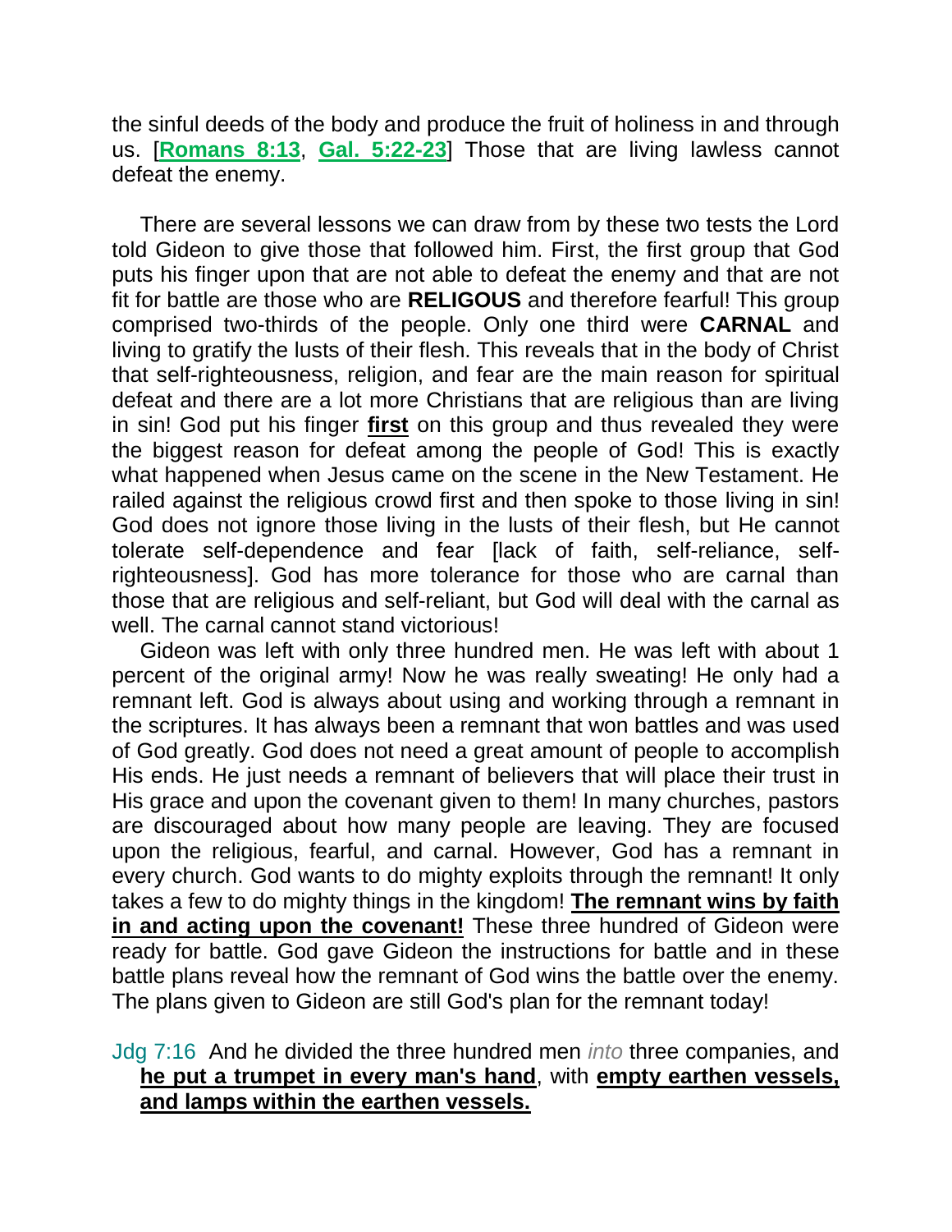the sinful deeds of the body and produce the fruit of holiness in and through us. [**Romans 8:13**, **Gal. 5:22-23**] Those that are living lawless cannot defeat the enemy.

There are several lessons we can draw from by these two tests the Lord told Gideon to give those that followed him. First, the first group that God puts his finger upon that are not able to defeat the enemy and that are not fit for battle are those who are **RELIGOUS** and therefore fearful! This group comprised two-thirds of the people. Only one third were **CARNAL** and living to gratify the lusts of their flesh. This reveals that in the body of Christ that self-righteousness, religion, and fear are the main reason for spiritual defeat and there are a lot more Christians that are religious than are living in sin! God put his finger **<u>first</u>** on this group and thus revealed they were the biggest reason for defeat among the people of God! This is exactly what happened when Jesus came on the scene in the New Testament. He railed against the religious crowd first and then spoke to those living in sin! God does not ignore those living in the lusts of their flesh, but He cannot tolerate self-dependence and fear [lack of faith, self-reliance, self-righteousness]. God has more tolerance for those who are carnal than those that are religious and self-reliant, but God will deal with the carnal as well. The carnal cannot stand victorious!

Gideon was left with only three hundred men. He was left with about 1 percent of the original army! Now he was really sweating! He only had a remnant left. God is always about using and working through a remnant in the scriptures. It has always been a remnant that won battles and was used of God greatly. God does not need a great amount of people to accomplish His ends. He just needs a remnant of believers that will place their trust in His grace and upon the covenant given to them! In many churches, pastors are discouraged about how many people are leaving. They are focused upon the religious, fearful, and carnal. However, God has a remnant in every church. God wants to do mighty exploits through the remnant! It only takes a few to do mighty things in the kingdom! **<u>The remnant wins by faith in and acting upon the covenant!</u>** These three hundred of Gideon were ready for battle. God gave Gideon the instructions for battle and in these battle plans reveal how the remnant of God wins the battle over the enemy. The plans given to Gideon are still God's plan for the remnant today!

Jdg 7:16 And he divided the three hundred men *into* three companies, and **<u>he put a trumpet in every man's hand</u>**, with **<u>empty earthen vessels, and lamps within the earthen vessels.</u>**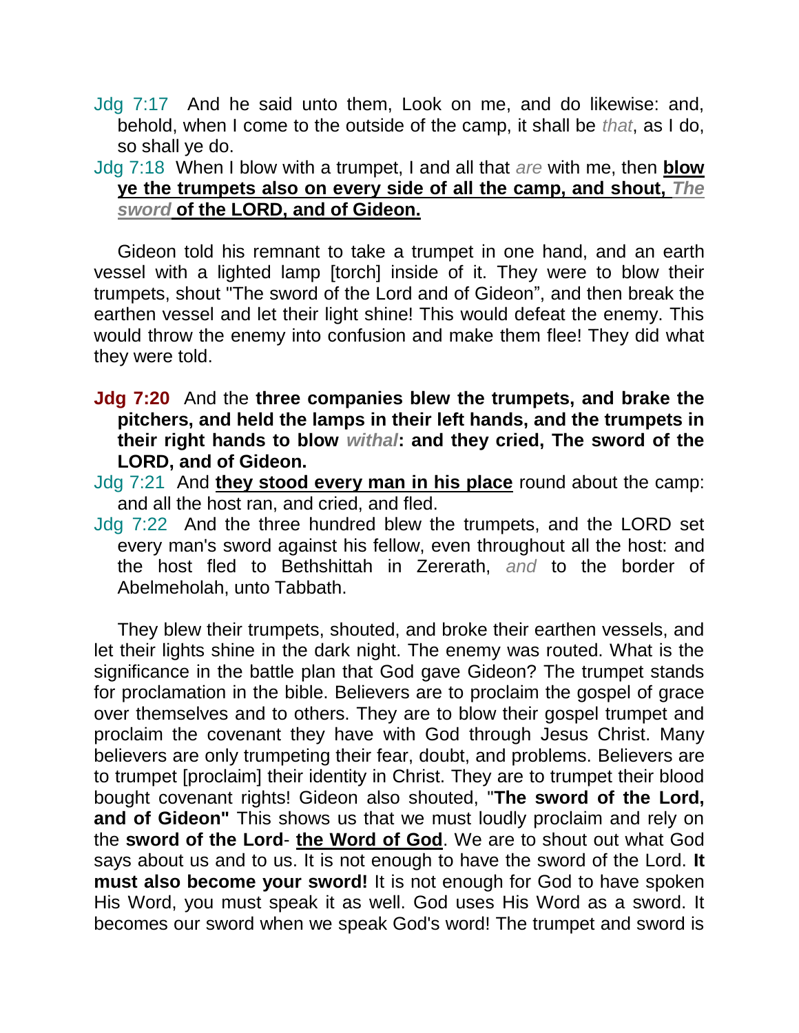Jdg 7:17 And he said unto them, Look on me, and do likewise: and, behold, when I come to the outside of the camp, it shall be *that*, as I do, so shall ye do.

Jdg 7:18 When I blow with a trumpet, I and all that *are* with me, then **blow ye the trumpets also on every side of all the camp, and shout, *The sword* of the LORD, and of Gideon.**

Gideon told his remnant to take a trumpet in one hand, and an earth vessel with a lighted lamp [torch] inside of it. They were to blow their trumpets, shout "The sword of the Lord and of Gideon", and then break the earthen vessel and let their light shine! This would defeat the enemy. This would throw the enemy into confusion and make them flee! They did what they were told.

**Jdg 7:20** And the **three companies blew the trumpets, and brake the pitchers, and held the lamps in their left hands, and the trumpets in their right hands to blow *withal*: and they cried, The sword of the LORD, and of Gideon.**

Jdg 7:21 And **they stood every man in his place** round about the camp: and all the host ran, and cried, and fled.

Jdg 7:22 And the three hundred blew the trumpets, and the LORD set every man's sword against his fellow, even throughout all the host: and the host fled to Bethshittah in Zererath, *and* to the border of Abelmeholah, unto Tabbath.

They blew their trumpets, shouted, and broke their earthen vessels, and let their lights shine in the dark night. The enemy was routed. What is the significance in the battle plan that God gave Gideon? The trumpet stands for proclamation in the bible. Believers are to proclaim the gospel of grace over themselves and to others. They are to blow their gospel trumpet and proclaim the covenant they have with God through Jesus Christ. Many believers are only trumpeting their fear, doubt, and problems. Believers are to trumpet [proclaim] their identity in Christ. They are to trumpet their blood bought covenant rights! Gideon also shouted, "**The sword of the Lord, and of Gideon"** This shows us that we must loudly proclaim and rely on the **sword of the Lord**- **the Word of God**. We are to shout out what God says about us and to us. It is not enough to have the sword of the Lord. **It must also become your sword!** It is not enough for God to have spoken His Word, you must speak it as well. God uses His Word as a sword. It becomes our sword when we speak God's word! The trumpet and sword is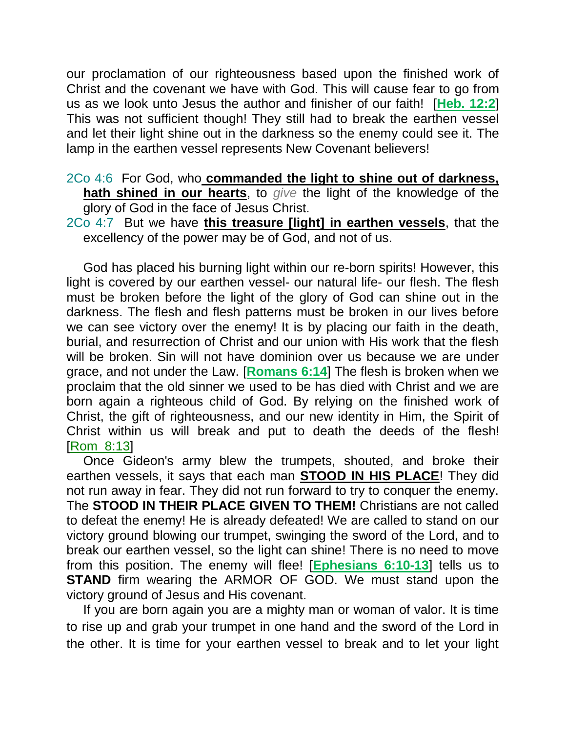our proclamation of our righteousness based upon the finished work of Christ and the covenant we have with God. This will cause fear to go from us as we look unto Jesus the author and finisher of our faith! [**Heb. 12:2**] This was not sufficient though! They still had to break the earthen vessel and let their light shine out in the darkness so the enemy could see it. The lamp in the earthen vessel represents New Covenant believers!

2Co 4:6 For God, who **commanded the light to shine out of darkness, hath shined in our hearts**, to *give* the light of the knowledge of the glory of God in the face of Jesus Christ.
2Co 4:7 But we have **this treasure [light] in earthen vessels**, that the excellency of the power may be of God, and not of us.

God has placed his burning light within our re-born spirits! However, this light is covered by our earthen vessel- our natural life- our flesh. The flesh must be broken before the light of the glory of God can shine out in the darkness. The flesh and flesh patterns must be broken in our lives before we can see victory over the enemy! It is by placing our faith in the death, burial, and resurrection of Christ and our union with His work that the flesh will be broken. Sin will not have dominion over us because we are under grace, and not under the Law. [**Romans 6:14**] The flesh is broken when we proclaim that the old sinner we used to be has died with Christ and we are born again a righteous child of God. By relying on the finished work of Christ, the gift of righteousness, and our new identity in Him, the Spirit of Christ within us will break and put to death the deeds of the flesh! [Rom_8:13]

Once Gideon's army blew the trumpets, shouted, and broke their earthen vessels, it says that each man **STOOD IN HIS PLACE**! They did not run away in fear. They did not run forward to try to conquer the enemy. The **STOOD IN THEIR PLACE GIVEN TO THEM!** Christians are not called to defeat the enemy! He is already defeated! We are called to stand on our victory ground blowing our trumpet, swinging the sword of the Lord, and to break our earthen vessel, so the light can shine! There is no need to move from this position. The enemy will flee! [**Ephesians 6:10-13**] tells us to **STAND** firm wearing the ARMOR OF GOD. We must stand upon the victory ground of Jesus and His covenant.

If you are born again you are a mighty man or woman of valor. It is time to rise up and grab your trumpet in one hand and the sword of the Lord in the other. It is time for your earthen vessel to break and to let your light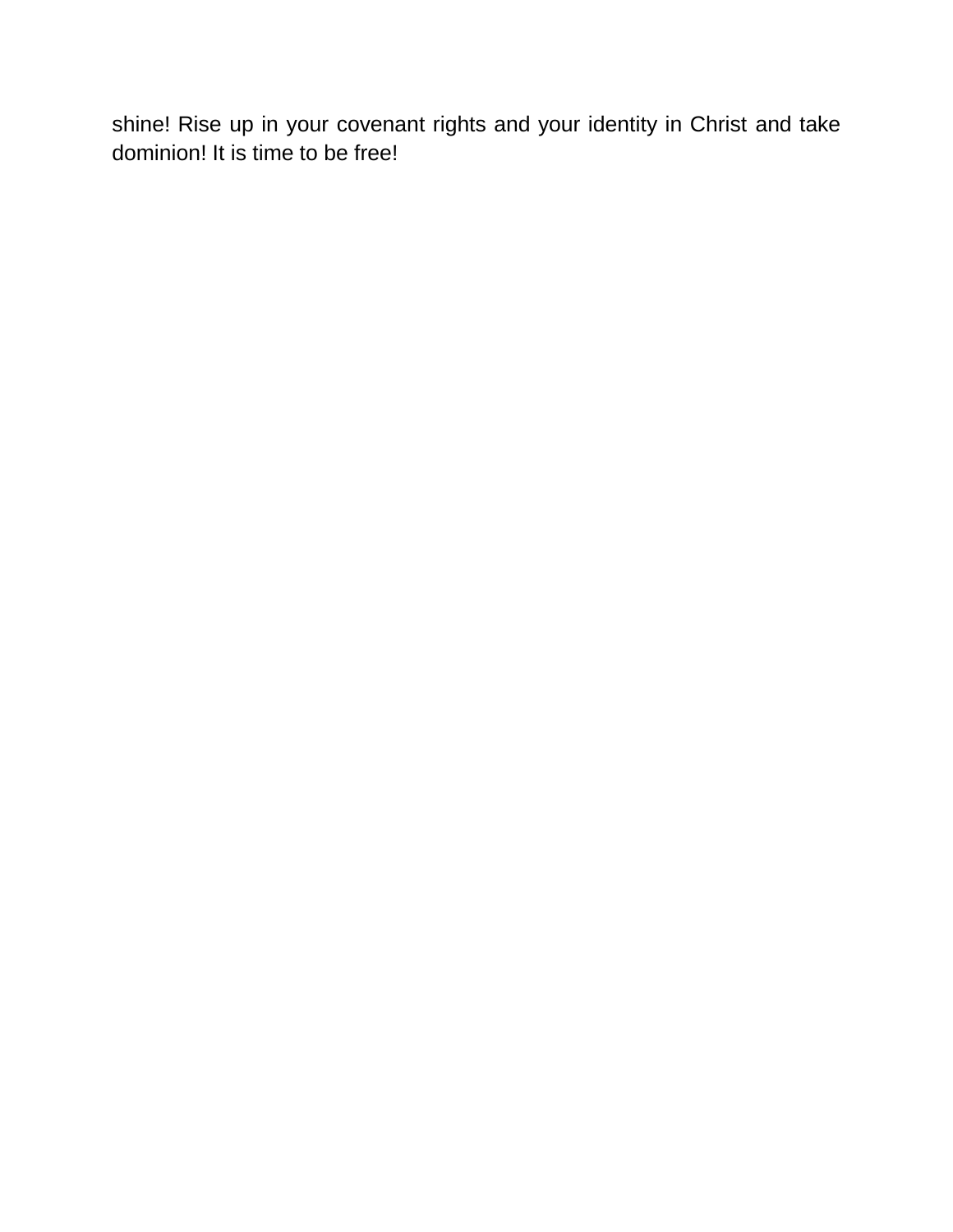shine! Rise up in your covenant rights and your identity in Christ and take dominion! It is time to be free!